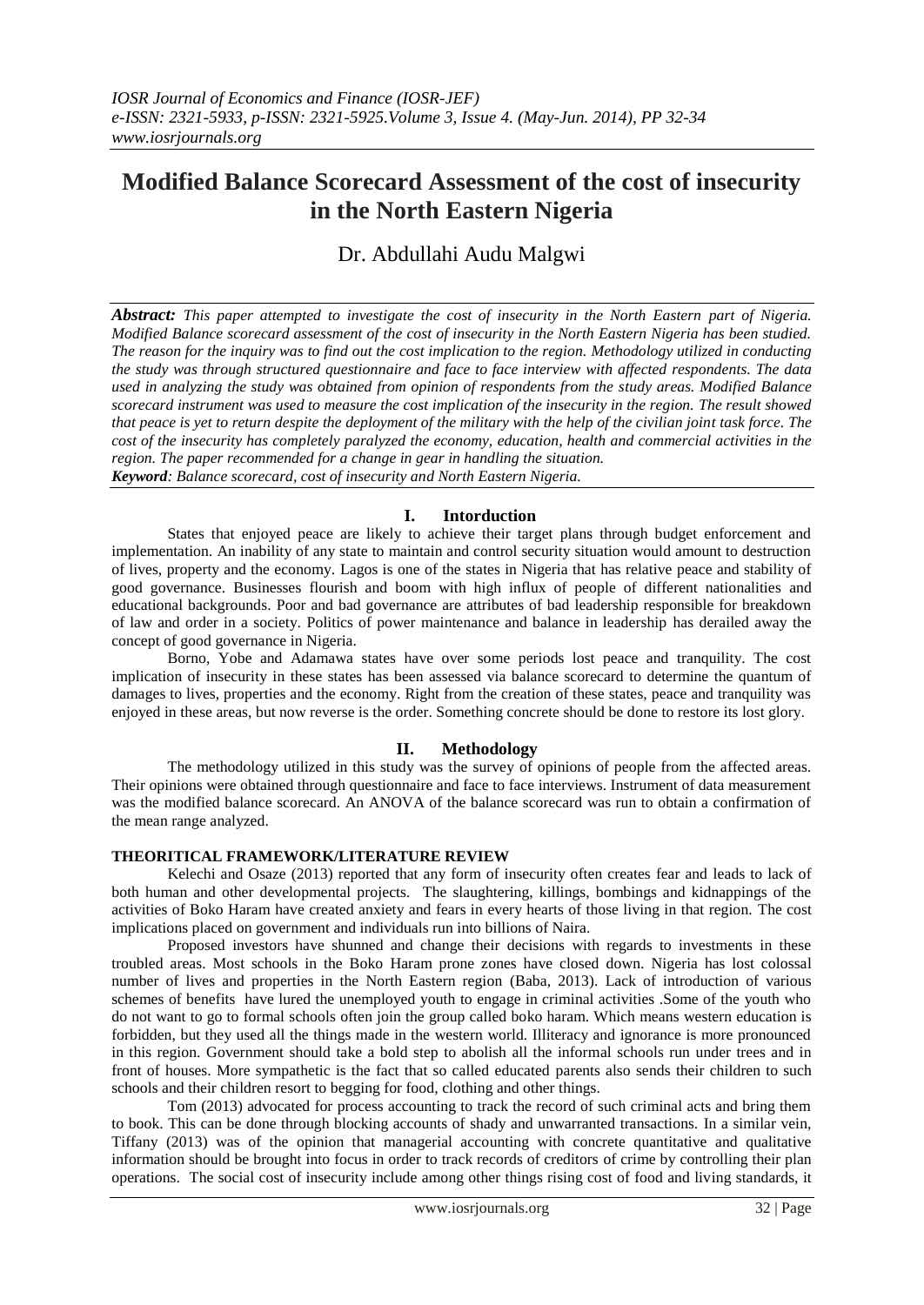# Modified Balance Scorecard Assessment of the cost of insecurity in the North Eastern Nigeria

Dr. Abdullahi Audu Malgwi

***Abstract:*** *This paper attempted to investigate the cost of insecurity in the North Eastern part of Nigeria. Modified Balance scorecard assessment of the cost of insecurity in the North Eastern Nigeria has been studied. The reason for the inquiry was to find out the cost implication to the region. Methodology utilized in conducting the study was through structured questionnaire and face to face interview with affected respondents. The data used in analyzing the study was obtained from opinion of respondents from the study areas. Modified Balance scorecard instrument was used to measure the cost implication of the insecurity in the region. The result showed that peace is yet to return despite the deployment of the military with the help of the civilian joint task force. The cost of the insecurity has completely paralyzed the economy, education, health and commercial activities in the region. The paper recommended for a change in gear in handling the situation.*

***Keyword****: Balance scorecard, cost of insecurity and North Eastern Nigeria.*

## I. Intorduction

States that enjoyed peace are likely to achieve their target plans through budget enforcement and implementation. An inability of any state to maintain and control security situation would amount to destruction of lives, property and the economy. Lagos is one of the states in Nigeria that has relative peace and stability of good governance. Businesses flourish and boom with high influx of people of different nationalities and educational backgrounds. Poor and bad governance are attributes of bad leadership responsible for breakdown of law and order in a society. Politics of power maintenance and balance in leadership has derailed away the concept of good governance in Nigeria.

Borno, Yobe and Adamawa states have over some periods lost peace and tranquility. The cost implication of insecurity in these states has been assessed via balance scorecard to determine the quantum of damages to lives, properties and the economy. Right from the creation of these states, peace and tranquility was enjoyed in these areas, but now reverse is the order. Something concrete should be done to restore its lost glory.

## II. Methodology

The methodology utilized in this study was the survey of opinions of people from the affected areas. Their opinions were obtained through questionnaire and face to face interviews. Instrument of data measurement was the modified balance scorecard. An ANOVA of the balance scorecard was run to obtain a confirmation of the mean range analyzed.

### THEORITICAL FRAMEWORK/LITERATURE REVIEW

Kelechi and Osaze (2013) reported that any form of insecurity often creates fear and leads to lack of both human and other developmental projects. The slaughtering, killings, bombings and kidnappings of the activities of Boko Haram have created anxiety and fears in every hearts of those living in that region. The cost implications placed on government and individuals run into billions of Naira.

Proposed investors have shunned and change their decisions with regards to investments in these troubled areas. Most schools in the Boko Haram prone zones have closed down. Nigeria has lost colossal number of lives and properties in the North Eastern region (Baba, 2013). Lack of introduction of various schemes of benefits have lured the unemployed youth to engage in criminal activities .Some of the youth who do not want to go to formal schools often join the group called boko haram. Which means western education is forbidden, but they used all the things made in the western world. Illiteracy and ignorance is more pronounced in this region. Government should take a bold step to abolish all the informal schools run under trees and in front of houses. More sympathetic is the fact that so called educated parents also sends their children to such schools and their children resort to begging for food, clothing and other things.

Tom (2013) advocated for process accounting to track the record of such criminal acts and bring them to book. This can be done through blocking accounts of shady and unwarranted transactions. In a similar vein, Tiffany (2013) was of the opinion that managerial accounting with concrete quantitative and qualitative information should be brought into focus in order to track records of creditors of crime by controlling their plan operations. The social cost of insecurity include among other things rising cost of food and living standards, it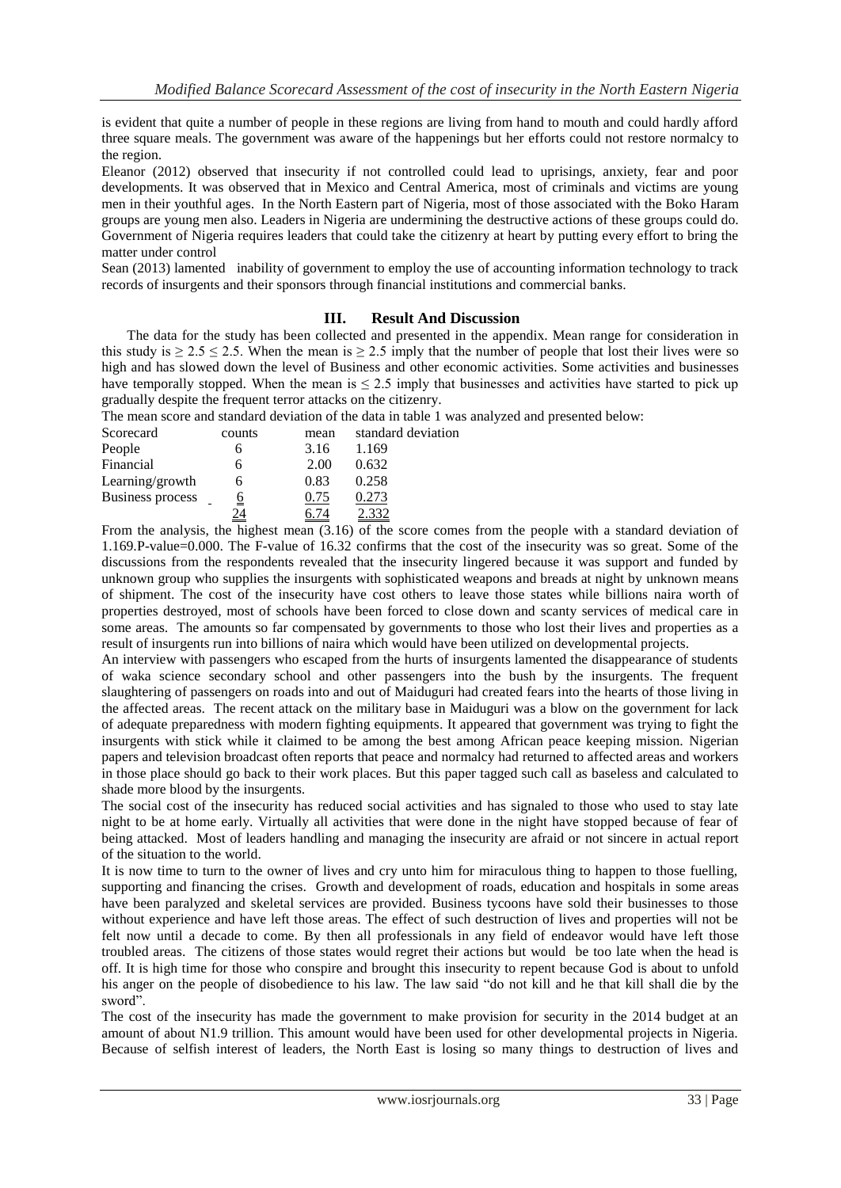is evident that quite a number of people in these regions are living from hand to mouth and could hardly afford three square meals. The government was aware of the happenings but her efforts could not restore normalcy to the region.

Eleanor (2012) observed that insecurity if not controlled could lead to uprisings, anxiety, fear and poor developments. It was observed that in Mexico and Central America, most of criminals and victims are young men in their youthful ages. In the North Eastern part of Nigeria, most of those associated with the Boko Haram groups are young men also. Leaders in Nigeria are undermining the destructive actions of these groups could do. Government of Nigeria requires leaders that could take the citizenry at heart by putting every effort to bring the matter under control

Sean (2013) lamented inability of government to employ the use of accounting information technology to track records of insurgents and their sponsors through financial institutions and commercial banks.

## III. Result And Discussion

The data for the study has been collected and presented in the appendix. Mean range for consideration in this study is $\geq 2.5 \leq 2.5$. When the mean is $\geq 2.5$ imply that the number of people that lost their lives were so high and has slowed down the level of Business and other economic activities. Some activities and businesses have temporally stopped. When the mean is $\leq 2.5$ imply that businesses and activities have started to pick up gradually despite the frequent terror attacks on the citizenry.

The mean score and standard deviation of the data in table 1 was analyzed and presented below:

| Scorecard | counts | mean | standard deviation |
|---|---|---|---|
| People | 6 | 3.16 | 1.169 |
| Financial | 6 | 2.00 | 0.632 |
| Learning/growth | 6 | 0.83 | 0.258 |
| Business process | 6 | 0.75 | 0.273 |
| | 24 | 6.74 | 2.332 |

From the analysis, the highest mean (3.16) of the score comes from the people with a standard deviation of 1.169.P-value=0.000. The F-value of 16.32 confirms that the cost of the insecurity was so great. Some of the discussions from the respondents revealed that the insecurity lingered because it was support and funded by unknown group who supplies the insurgents with sophisticated weapons and breads at night by unknown means of shipment. The cost of the insecurity have cost others to leave those states while billions naira worth of properties destroyed, most of schools have been forced to close down and scanty services of medical care in some areas. The amounts so far compensated by governments to those who lost their lives and properties as a result of insurgents run into billions of naira which would have been utilized on developmental projects.

An interview with passengers who escaped from the hurts of insurgents lamented the disappearance of students of waka science secondary school and other passengers into the bush by the insurgents. The frequent slaughtering of passengers on roads into and out of Maiduguri had created fears into the hearts of those living in the affected areas. The recent attack on the military base in Maiduguri was a blow on the government for lack of adequate preparedness with modern fighting equipments. It appeared that government was trying to fight the insurgents with stick while it claimed to be among the best among African peace keeping mission. Nigerian papers and television broadcast often reports that peace and normalcy had returned to affected areas and workers in those place should go back to their work places. But this paper tagged such call as baseless and calculated to shade more blood by the insurgents.

The social cost of the insecurity has reduced social activities and has signaled to those who used to stay late night to be at home early. Virtually all activities that were done in the night have stopped because of fear of being attacked. Most of leaders handling and managing the insecurity are afraid or not sincere in actual report of the situation to the world.

It is now time to turn to the owner of lives and cry unto him for miraculous thing to happen to those fuelling, supporting and financing the crises. Growth and development of roads, education and hospitals in some areas have been paralyzed and skeletal services are provided. Business tycoons have sold their businesses to those without experience and have left those areas. The effect of such destruction of lives and properties will not be felt now until a decade to come. By then all professionals in any field of endeavor would have left those troubled areas. The citizens of those states would regret their actions but would be too late when the head is off. It is high time for those who conspire and brought this insecurity to repent because God is about to unfold his anger on the people of disobedience to his law. The law said "do not kill and he that kill shall die by the sword".

The cost of the insecurity has made the government to make provision for security in the 2014 budget at an amount of about N1.9 trillion. This amount would have been used for other developmental projects in Nigeria. Because of selfish interest of leaders, the North East is losing so many things to destruction of lives and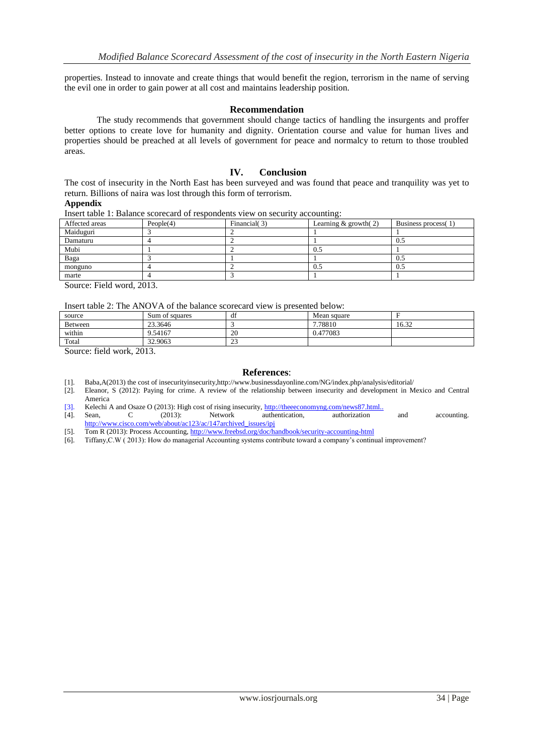properties. Instead to innovate and create things that would benefit the region, terrorism in the name of serving the evil one in order to gain power at all cost and maintains leadership position.

## Recommendation

The study recommends that government should change tactics of handling the insurgents and proffer better options to create love for humanity and dignity. Orientation course and value for human lives and properties should be preached at all levels of government for peace and normalcy to return to those troubled areas.

## IV. Conclusion

The cost of insecurity in the North East has been surveyed and was found that peace and tranquility was yet to return. Billions of naira was lost through this form of terrorism.

**Appendix**

Insert table 1: Balance scorecard of respondents view on security accounting:

| Affected areas | People(4) | Financial( 3) | Learning & growth( 2) | Business process( 1) |
|---|---|---|---|---|
| Maiduguri | 3 | 2 | 1 | 1 |
| Damaturu | 4 | 2 | 1 | 0.5 |
| Mubi | 1 | 2 | 0.5 | 1 |
| Baga | 3 | 1 | 1 | 0.5 |
| monguno | 4 | 2 | 0.5 | 0.5 |
| marte | 4 | 3 | 1 | 1 |

Source: Field word, 2013.

Insert table 2: The ANOVA of the balance scorecard view is presented below:

| source | Sum of squares | df | Mean square | F |
|---|---|---|---|---|
| Between | 23.3646 | 3 | 7.78810 | 16.32 |
| within | 9.54167 | 20 | 0.477083 | |
| Total | 32.9063 | 23 | | |

Source: field work, 2013.

## References:

[1]. Baba,A(2013) the cost of insecurityinsecurity,http://www.businessdayonline.com/NG/index.php/analysis/editorial/

[2]. Eleanor, S (2012): Paying for crime. A review of the relationship between insecurity and development in Mexico and Central America

[3]. Kelechi A and Osaze O (2013): High cost of rising insecurity, http://theeeconomyng.com/news87.html..

[4]. Sean, C (2013): Network authentication, authorization and accounting. http://www.cisco.com/web/about/ac123/ac/147archived_issues/ipj

[5]. Tom R (2013): Process Accounting, http://www.freebsd.org/doc/handbook/security-accounting-html

[6]. Tiffany,C.W ( 2013): How do managerial Accounting systems contribute toward a company's continual improvement?